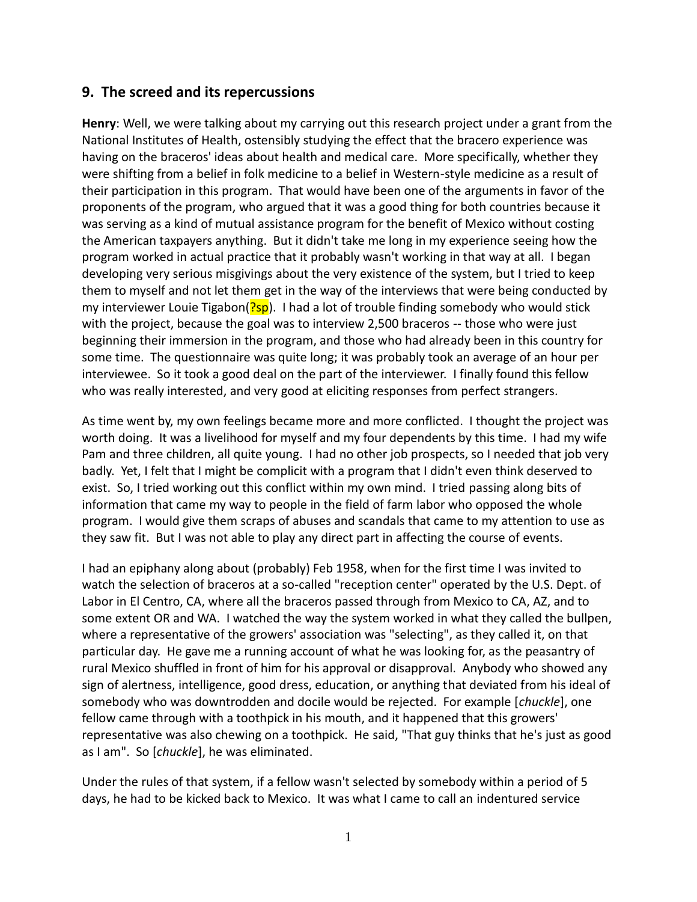## 9. The screed and its repercussions

**Henry**: Well, we were talking about my carrying out this research project under a grant from the National Institutes of Health, ostensibly studying the effect that the bracero experience was having on the braceros' ideas about health and medical care. More specifically, whether they were shifting from a belief in folk medicine to a belief in Western-style medicine as a result of their participation in this program. That would have been one of the arguments in favor of the proponents of the program, who argued that it was a good thing for both countries because it was serving as a kind of mutual assistance program for the benefit of Mexico without costing the American taxpayers anything. But it didn't take me long in my experience seeing how the program worked in actual practice that it probably wasn't working in that way at all. I began developing very serious misgivings about the very existence of the system, but I tried to keep them to myself and not let them get in the way of the interviews that were being conducted by my interviewer Louie Tigabon(?sp). I had a lot of trouble finding somebody who would stick with the project, because the goal was to interview 2,500 braceros -- those who were just beginning their immersion in the program, and those who had already been in this country for some time. The questionnaire was quite long; it was probably took an average of an hour per interviewee. So it took a good deal on the part of the interviewer. I finally found this fellow who was really interested, and very good at eliciting responses from perfect strangers.

As time went by, my own feelings became more and more conflicted. I thought the project was worth doing. It was a livelihood for myself and my four dependents by this time. I had my wife Pam and three children, all quite young. I had no other job prospects, so I needed that job very badly. Yet, I felt that I might be complicit with a program that I didn't even think deserved to exist. So, I tried working out this conflict within my own mind. I tried passing along bits of information that came my way to people in the field of farm labor who opposed the whole program. I would give them scraps of abuses and scandals that came to my attention to use as they saw fit. But I was not able to play any direct part in affecting the course of events.

I had an epiphany along about (probably) Feb 1958, when for the first time I was invited to watch the selection of braceros at a so-called "reception center" operated by the U.S. Dept. of Labor in El Centro, CA, where all the braceros passed through from Mexico to CA, AZ, and to some extent OR and WA. I watched the way the system worked in what they called the bullpen, where a representative of the growers' association was "selecting", as they called it, on that particular day. He gave me a running account of what he was looking for, as the peasantry of rural Mexico shuffled in front of him for his approval or disapproval. Anybody who showed any sign of alertness, intelligence, good dress, education, or anything that deviated from his ideal of somebody who was downtrodden and docile would be rejected. For example [*chuckle*], one fellow came through with a toothpick in his mouth, and it happened that this growers' representative was also chewing on a toothpick. He said, "That guy thinks that he's just as good as I am". So [*chuckle*], he was eliminated.

Under the rules of that system, if a fellow wasn't selected by somebody within a period of 5 days, he had to be kicked back to Mexico. It was what I came to call an indentured service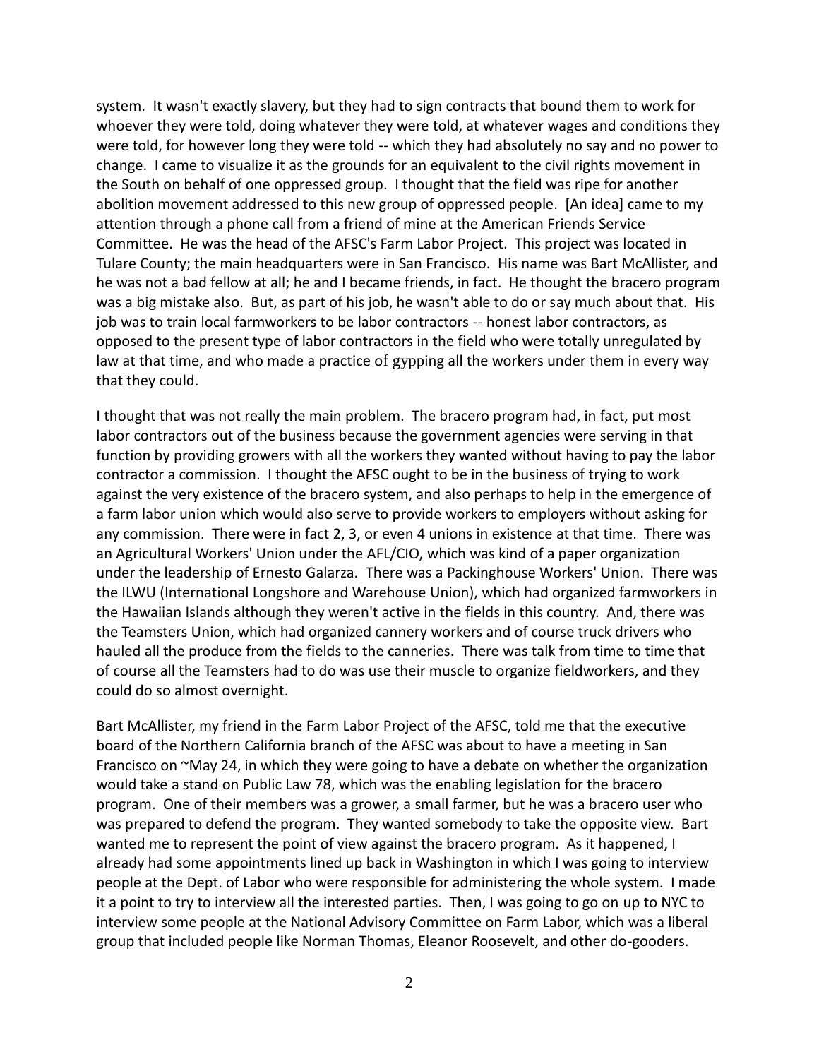system. It wasn't exactly slavery, but they had to sign contracts that bound them to work for whoever they were told, doing whatever they were told, at whatever wages and conditions they were told, for however long they were told -- which they had absolutely no say and no power to change. I came to visualize it as the grounds for an equivalent to the civil rights movement in the South on behalf of one oppressed group. I thought that the field was ripe for another abolition movement addressed to this new group of oppressed people. [An idea] came to my attention through a phone call from a friend of mine at the American Friends Service Committee. He was the head of the AFSC's Farm Labor Project. This project was located in Tulare County; the main headquarters were in San Francisco. His name was Bart McAllister, and he was not a bad fellow at all; he and I became friends, in fact. He thought the bracero program was a big mistake also. But, as part of his job, he wasn't able to do or say much about that. His job was to train local farmworkers to be labor contractors -- honest labor contractors, as opposed to the present type of labor contractors in the field who were totally unregulated by law at that time, and who made a practice of gypping all the workers under them in every way that they could.

I thought that was not really the main problem. The bracero program had, in fact, put most labor contractors out of the business because the government agencies were serving in that function by providing growers with all the workers they wanted without having to pay the labor contractor a commission. I thought the AFSC ought to be in the business of trying to work against the very existence of the bracero system, and also perhaps to help in the emergence of a farm labor union which would also serve to provide workers to employers without asking for any commission. There were in fact 2, 3, or even 4 unions in existence at that time. There was an Agricultural Workers' Union under the AFL/CIO, which was kind of a paper organization under the leadership of Ernesto Galarza. There was a Packinghouse Workers' Union. There was the ILWU (International Longshore and Warehouse Union), which had organized farmworkers in the Hawaiian Islands although they weren't active in the fields in this country. And, there was the Teamsters Union, which had organized cannery workers and of course truck drivers who hauled all the produce from the fields to the canneries. There was talk from time to time that of course all the Teamsters had to do was use their muscle to organize fieldworkers, and they could do so almost overnight.

Bart McAllister, my friend in the Farm Labor Project of the AFSC, told me that the executive board of the Northern California branch of the AFSC was about to have a meeting in San Francisco on ~May 24, in which they were going to have a debate on whether the organization would take a stand on Public Law 78, which was the enabling legislation for the bracero program. One of their members was a grower, a small farmer, but he was a bracero user who was prepared to defend the program. They wanted somebody to take the opposite view. Bart wanted me to represent the point of view against the bracero program. As it happened, I already had some appointments lined up back in Washington in which I was going to interview people at the Dept. of Labor who were responsible for administering the whole system. I made it a point to try to interview all the interested parties. Then, I was going to go on up to NYC to interview some people at the National Advisory Committee on Farm Labor, which was a liberal group that included people like Norman Thomas, Eleanor Roosevelt, and other do-gooders.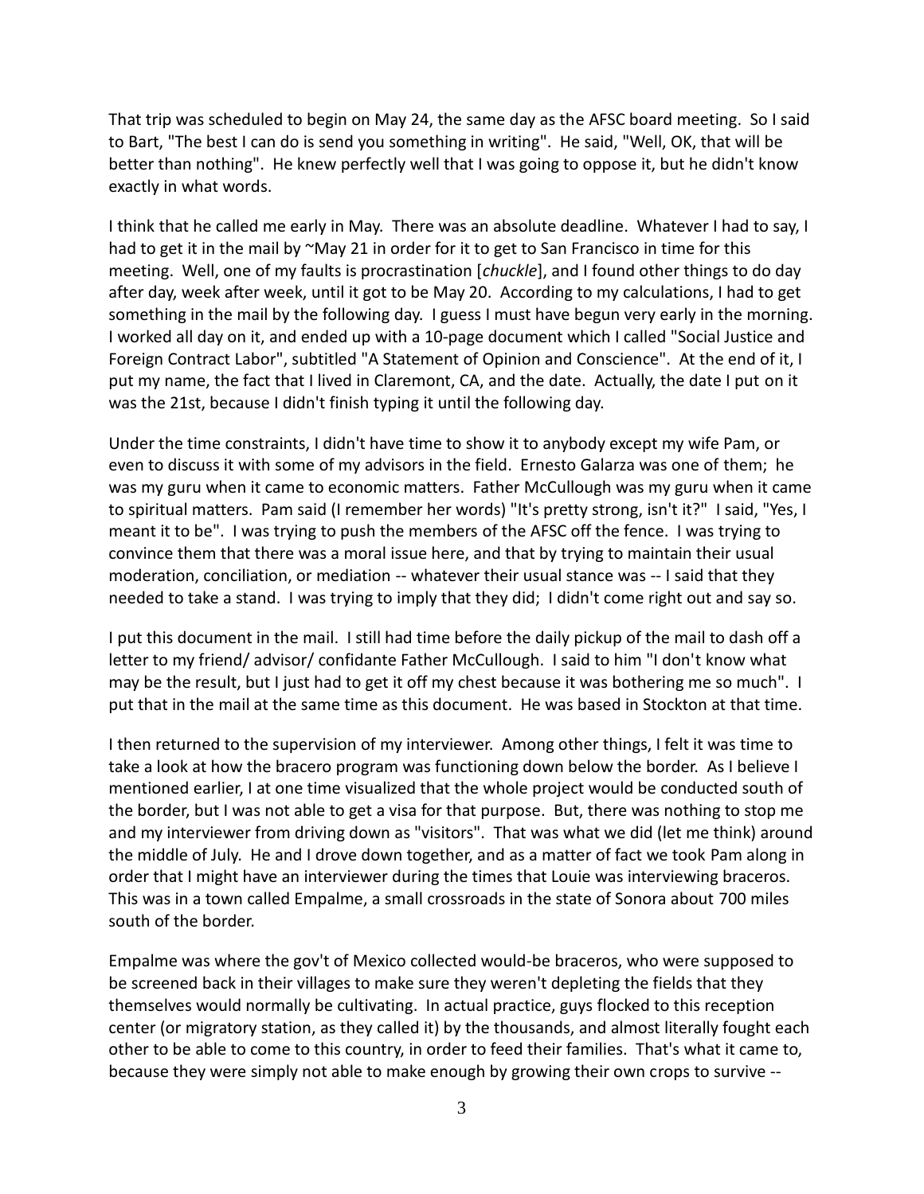That trip was scheduled to begin on May 24, the same day as the AFSC board meeting. So I said to Bart, "The best I can do is send you something in writing". He said, "Well, OK, that will be better than nothing". He knew perfectly well that I was going to oppose it, but he didn't know exactly in what words.

I think that he called me early in May. There was an absolute deadline. Whatever I had to say, I had to get it in the mail by ~May 21 in order for it to get to San Francisco in time for this meeting. Well, one of my faults is procrastination [*chuckle*], and I found other things to do day after day, week after week, until it got to be May 20. According to my calculations, I had to get something in the mail by the following day. I guess I must have begun very early in the morning. I worked all day on it, and ended up with a 10-page document which I called "Social Justice and Foreign Contract Labor", subtitled "A Statement of Opinion and Conscience". At the end of it, I put my name, the fact that I lived in Claremont, CA, and the date. Actually, the date I put on it was the 21st, because I didn't finish typing it until the following day.

Under the time constraints, I didn't have time to show it to anybody except my wife Pam, or even to discuss it with some of my advisors in the field. Ernesto Galarza was one of them; he was my guru when it came to economic matters. Father McCullough was my guru when it came to spiritual matters. Pam said (I remember her words) "It's pretty strong, isn't it?" I said, "Yes, I meant it to be". I was trying to push the members of the AFSC off the fence. I was trying to convince them that there was a moral issue here, and that by trying to maintain their usual moderation, conciliation, or mediation -- whatever their usual stance was -- I said that they needed to take a stand. I was trying to imply that they did; I didn't come right out and say so.

I put this document in the mail. I still had time before the daily pickup of the mail to dash off a letter to my friend/ advisor/ confidante Father McCullough. I said to him "I don't know what may be the result, but I just had to get it off my chest because it was bothering me so much". I put that in the mail at the same time as this document. He was based in Stockton at that time.

I then returned to the supervision of my interviewer. Among other things, I felt it was time to take a look at how the bracero program was functioning down below the border. As I believe I mentioned earlier, I at one time visualized that the whole project would be conducted south of the border, but I was not able to get a visa for that purpose. But, there was nothing to stop me and my interviewer from driving down as "visitors". That was what we did (let me think) around the middle of July. He and I drove down together, and as a matter of fact we took Pam along in order that I might have an interviewer during the times that Louie was interviewing braceros. This was in a town called Empalme, a small crossroads in the state of Sonora about 700 miles south of the border.

Empalme was where the gov't of Mexico collected would-be braceros, who were supposed to be screened back in their villages to make sure they weren't depleting the fields that they themselves would normally be cultivating. In actual practice, guys flocked to this reception center (or migratory station, as they called it) by the thousands, and almost literally fought each other to be able to come to this country, in order to feed their families. That's what it came to, because they were simply not able to make enough by growing their own crops to survive --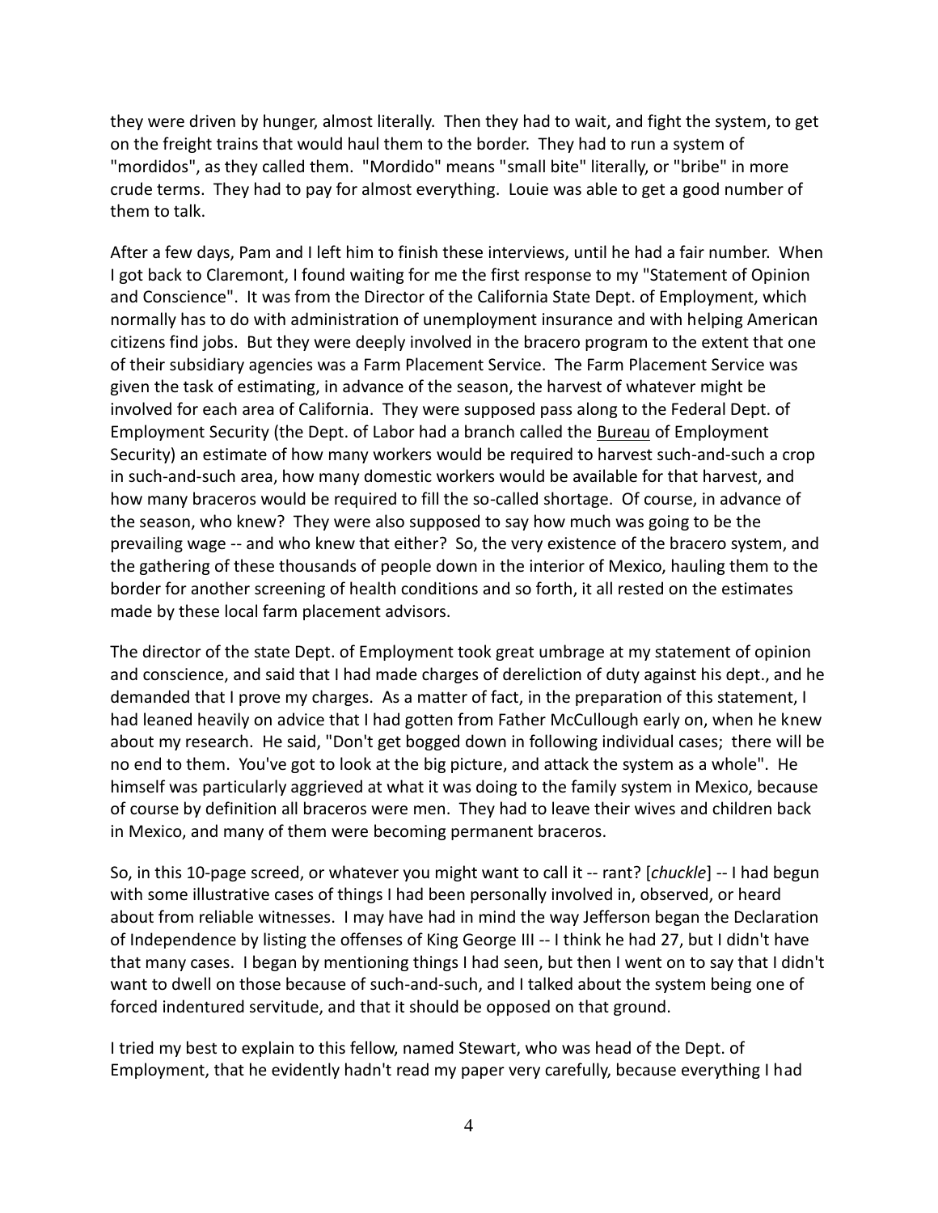they were driven by hunger, almost literally. Then they had to wait, and fight the system, to get on the freight trains that would haul them to the border. They had to run a system of "mordidos", as they called them. "Mordido" means "small bite" literally, or "bribe" in more crude terms. They had to pay for almost everything. Louie was able to get a good number of them to talk.

After a few days, Pam and I left him to finish these interviews, until he had a fair number. When I got back to Claremont, I found waiting for me the first response to my "Statement of Opinion and Conscience". It was from the Director of the California State Dept. of Employment, which normally has to do with administration of unemployment insurance and with helping American citizens find jobs. But they were deeply involved in the bracero program to the extent that one of their subsidiary agencies was a Farm Placement Service. The Farm Placement Service was given the task of estimating, in advance of the season, the harvest of whatever might be involved for each area of California. They were supposed pass along to the Federal Dept. of Employment Security (the Dept. of Labor had a branch called the Bureau of Employment Security) an estimate of how many workers would be required to harvest such-and-such a crop in such-and-such area, how many domestic workers would be available for that harvest, and how many braceros would be required to fill the so-called shortage. Of course, in advance of the season, who knew? They were also supposed to say how much was going to be the prevailing wage -- and who knew that either? So, the very existence of the bracero system, and the gathering of these thousands of people down in the interior of Mexico, hauling them to the border for another screening of health conditions and so forth, it all rested on the estimates made by these local farm placement advisors.

The director of the state Dept. of Employment took great umbrage at my statement of opinion and conscience, and said that I had made charges of dereliction of duty against his dept., and he demanded that I prove my charges. As a matter of fact, in the preparation of this statement, I had leaned heavily on advice that I had gotten from Father McCullough early on, when he knew about my research. He said, "Don't get bogged down in following individual cases; there will be no end to them. You've got to look at the big picture, and attack the system as a whole". He himself was particularly aggrieved at what it was doing to the family system in Mexico, because of course by definition all braceros were men. They had to leave their wives and children back in Mexico, and many of them were becoming permanent braceros.

So, in this 10-page screed, or whatever you might want to call it -- rant? [*chuckle*] -- I had begun with some illustrative cases of things I had been personally involved in, observed, or heard about from reliable witnesses. I may have had in mind the way Jefferson began the Declaration of Independence by listing the offenses of King George III -- I think he had 27, but I didn't have that many cases. I began by mentioning things I had seen, but then I went on to say that I didn't want to dwell on those because of such-and-such, and I talked about the system being one of forced indentured servitude, and that it should be opposed on that ground.

I tried my best to explain to this fellow, named Stewart, who was head of the Dept. of Employment, that he evidently hadn't read my paper very carefully, because everything I had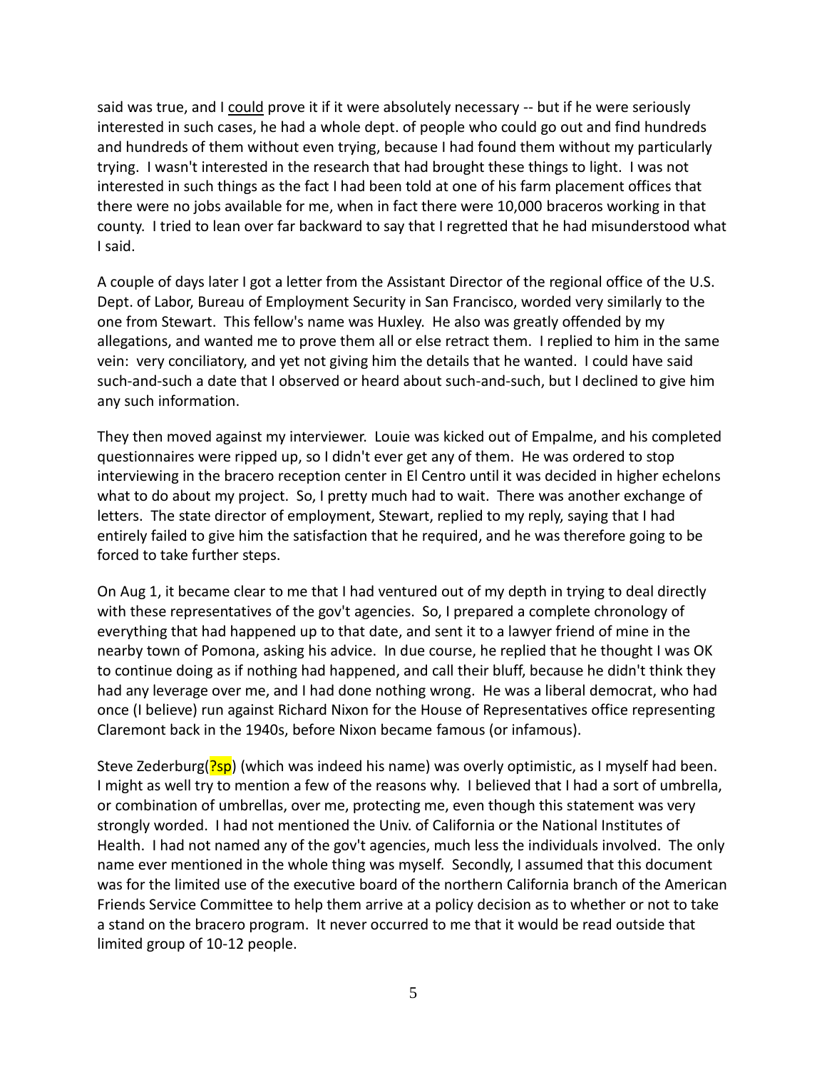said was true, and I could prove it if it were absolutely necessary -- but if he were seriously interested in such cases, he had a whole dept. of people who could go out and find hundreds and hundreds of them without even trying, because I had found them without my particularly trying. I wasn't interested in the research that had brought these things to light. I was not interested in such things as the fact I had been told at one of his farm placement offices that there were no jobs available for me, when in fact there were 10,000 braceros working in that county. I tried to lean over far backward to say that I regretted that he had misunderstood what I said.

A couple of days later I got a letter from the Assistant Director of the regional office of the U.S. Dept. of Labor, Bureau of Employment Security in San Francisco, worded very similarly to the one from Stewart. This fellow's name was Huxley. He also was greatly offended by my allegations, and wanted me to prove them all or else retract them. I replied to him in the same vein: very conciliatory, and yet not giving him the details that he wanted. I could have said such-and-such a date that I observed or heard about such-and-such, but I declined to give him any such information.

They then moved against my interviewer. Louie was kicked out of Empalme, and his completed questionnaires were ripped up, so I didn't ever get any of them. He was ordered to stop interviewing in the bracero reception center in El Centro until it was decided in higher echelons what to do about my project. So, I pretty much had to wait. There was another exchange of letters. The state director of employment, Stewart, replied to my reply, saying that I had entirely failed to give him the satisfaction that he required, and he was therefore going to be forced to take further steps.

On Aug 1, it became clear to me that I had ventured out of my depth in trying to deal directly with these representatives of the gov't agencies. So, I prepared a complete chronology of everything that had happened up to that date, and sent it to a lawyer friend of mine in the nearby town of Pomona, asking his advice. In due course, he replied that he thought I was OK to continue doing as if nothing had happened, and call their bluff, because he didn't think they had any leverage over me, and I had done nothing wrong. He was a liberal democrat, who had once (I believe) run against Richard Nixon for the House of Representatives office representing Claremont back in the 1940s, before Nixon became famous (or infamous).

Steve Zederburg(?sp) (which was indeed his name) was overly optimistic, as I myself had been. I might as well try to mention a few of the reasons why. I believed that I had a sort of umbrella, or combination of umbrellas, over me, protecting me, even though this statement was very strongly worded. I had not mentioned the Univ. of California or the National Institutes of Health. I had not named any of the gov't agencies, much less the individuals involved. The only name ever mentioned in the whole thing was myself. Secondly, I assumed that this document was for the limited use of the executive board of the northern California branch of the American Friends Service Committee to help them arrive at a policy decision as to whether or not to take a stand on the bracero program. It never occurred to me that it would be read outside that limited group of 10-12 people.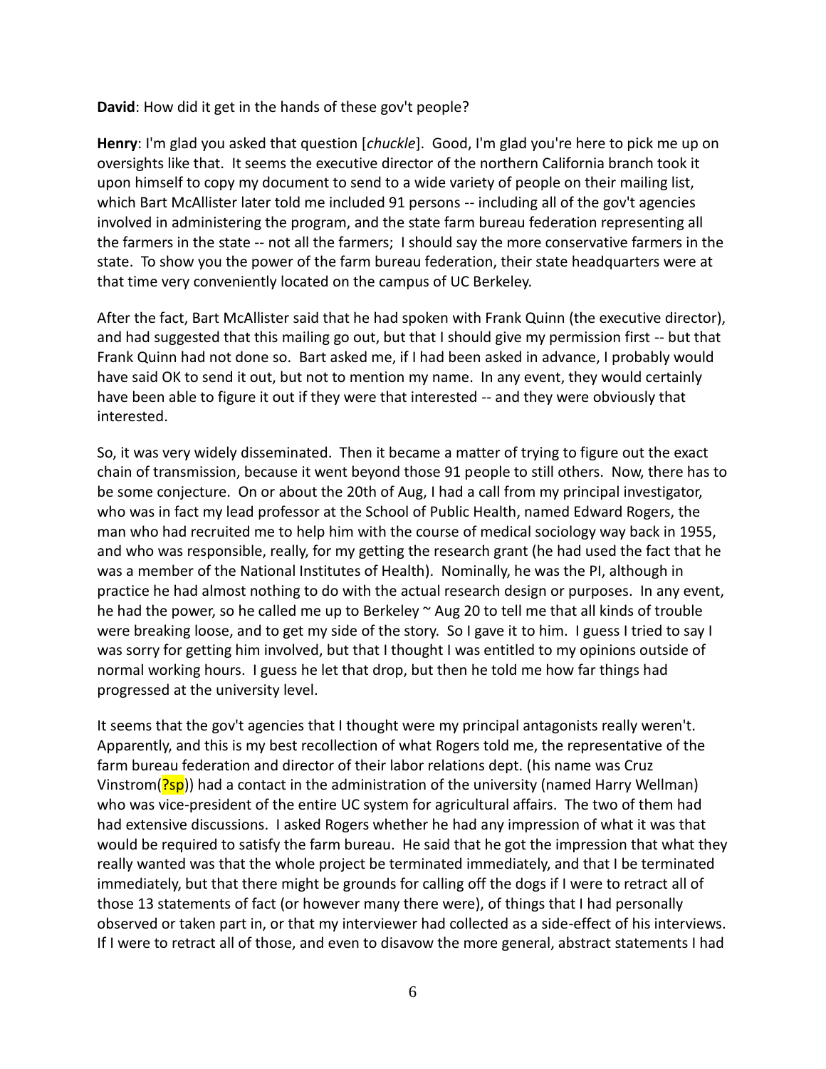**David**: How did it get in the hands of these gov't people?

**Henry**: I'm glad you asked that question [*chuckle*]. Good, I'm glad you're here to pick me up on oversights like that. It seems the executive director of the northern California branch took it upon himself to copy my document to send to a wide variety of people on their mailing list, which Bart McAllister later told me included 91 persons -- including all of the gov't agencies involved in administering the program, and the state farm bureau federation representing all the farmers in the state -- not all the farmers; I should say the more conservative farmers in the state. To show you the power of the farm bureau federation, their state headquarters were at that time very conveniently located on the campus of UC Berkeley.

After the fact, Bart McAllister said that he had spoken with Frank Quinn (the executive director), and had suggested that this mailing go out, but that I should give my permission first -- but that Frank Quinn had not done so. Bart asked me, if I had been asked in advance, I probably would have said OK to send it out, but not to mention my name. In any event, they would certainly have been able to figure it out if they were that interested -- and they were obviously that interested.

So, it was very widely disseminated. Then it became a matter of trying to figure out the exact chain of transmission, because it went beyond those 91 people to still others. Now, there has to be some conjecture. On or about the 20th of Aug, I had a call from my principal investigator, who was in fact my lead professor at the School of Public Health, named Edward Rogers, the man who had recruited me to help him with the course of medical sociology way back in 1955, and who was responsible, really, for my getting the research grant (he had used the fact that he was a member of the National Institutes of Health). Nominally, he was the PI, although in practice he had almost nothing to do with the actual research design or purposes. In any event, he had the power, so he called me up to Berkeley ~ Aug 20 to tell me that all kinds of trouble were breaking loose, and to get my side of the story. So I gave it to him. I guess I tried to say I was sorry for getting him involved, but that I thought I was entitled to my opinions outside of normal working hours. I guess he let that drop, but then he told me how far things had progressed at the university level.

It seems that the gov't agencies that I thought were my principal antagonists really weren't. Apparently, and this is my best recollection of what Rogers told me, the representative of the farm bureau federation and director of their labor relations dept. (his name was Cruz Vinstrom(?sp)) had a contact in the administration of the university (named Harry Wellman) who was vice-president of the entire UC system for agricultural affairs. The two of them had had extensive discussions. I asked Rogers whether he had any impression of what it was that would be required to satisfy the farm bureau. He said that he got the impression that what they really wanted was that the whole project be terminated immediately, and that I be terminated immediately, but that there might be grounds for calling off the dogs if I were to retract all of those 13 statements of fact (or however many there were), of things that I had personally observed or taken part in, or that my interviewer had collected as a side-effect of his interviews. If I were to retract all of those, and even to disavow the more general, abstract statements I had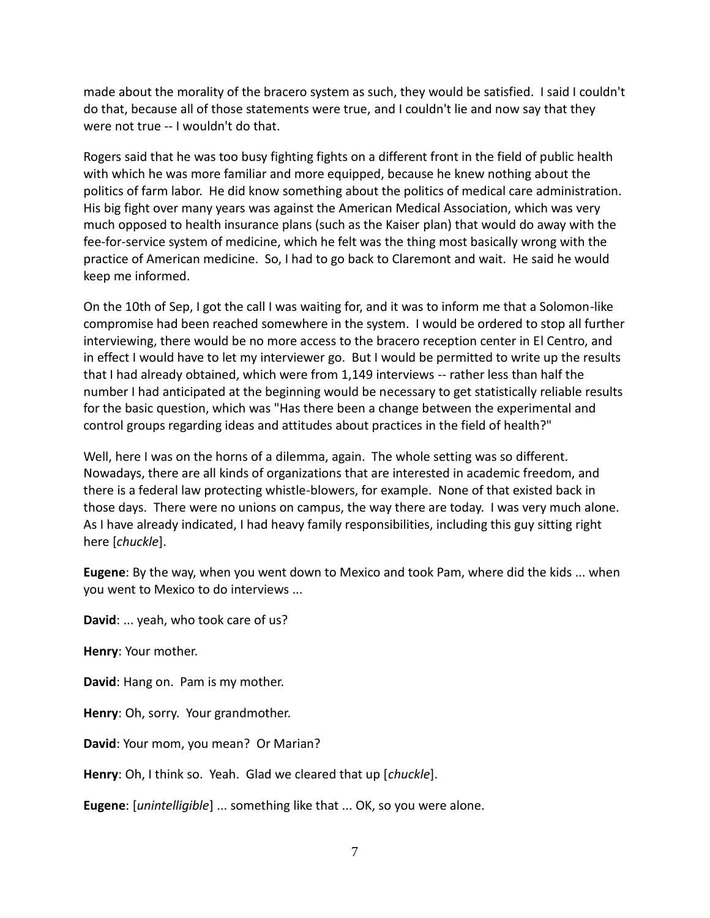made about the morality of the bracero system as such, they would be satisfied. I said I couldn't do that, because all of those statements were true, and I couldn't lie and now say that they were not true -- I wouldn't do that.

Rogers said that he was too busy fighting fights on a different front in the field of public health with which he was more familiar and more equipped, because he knew nothing about the politics of farm labor. He did know something about the politics of medical care administration. His big fight over many years was against the American Medical Association, which was very much opposed to health insurance plans (such as the Kaiser plan) that would do away with the fee-for-service system of medicine, which he felt was the thing most basically wrong with the practice of American medicine. So, I had to go back to Claremont and wait. He said he would keep me informed.

On the 10th of Sep, I got the call I was waiting for, and it was to inform me that a Solomon-like compromise had been reached somewhere in the system. I would be ordered to stop all further interviewing, there would be no more access to the bracero reception center in El Centro, and in effect I would have to let my interviewer go. But I would be permitted to write up the results that I had already obtained, which were from 1,149 interviews -- rather less than half the number I had anticipated at the beginning would be necessary to get statistically reliable results for the basic question, which was "Has there been a change between the experimental and control groups regarding ideas and attitudes about practices in the field of health?"

Well, here I was on the horns of a dilemma, again. The whole setting was so different. Nowadays, there are all kinds of organizations that are interested in academic freedom, and there is a federal law protecting whistle-blowers, for example. None of that existed back in those days. There were no unions on campus, the way there are today. I was very much alone. As I have already indicated, I had heavy family responsibilities, including this guy sitting right here [*chuckle*].

**Eugene**: By the way, when you went down to Mexico and took Pam, where did the kids ... when you went to Mexico to do interviews ...

**David**: ... yeah, who took care of us?

**Henry**: Your mother.

**David**: Hang on. Pam is my mother.

**Henry**: Oh, sorry. Your grandmother.

**David**: Your mom, you mean? Or Marian?

**Henry**: Oh, I think so. Yeah. Glad we cleared that up [*chuckle*].

**Eugene**: [*unintelligible*] ... something like that ... OK, so you were alone.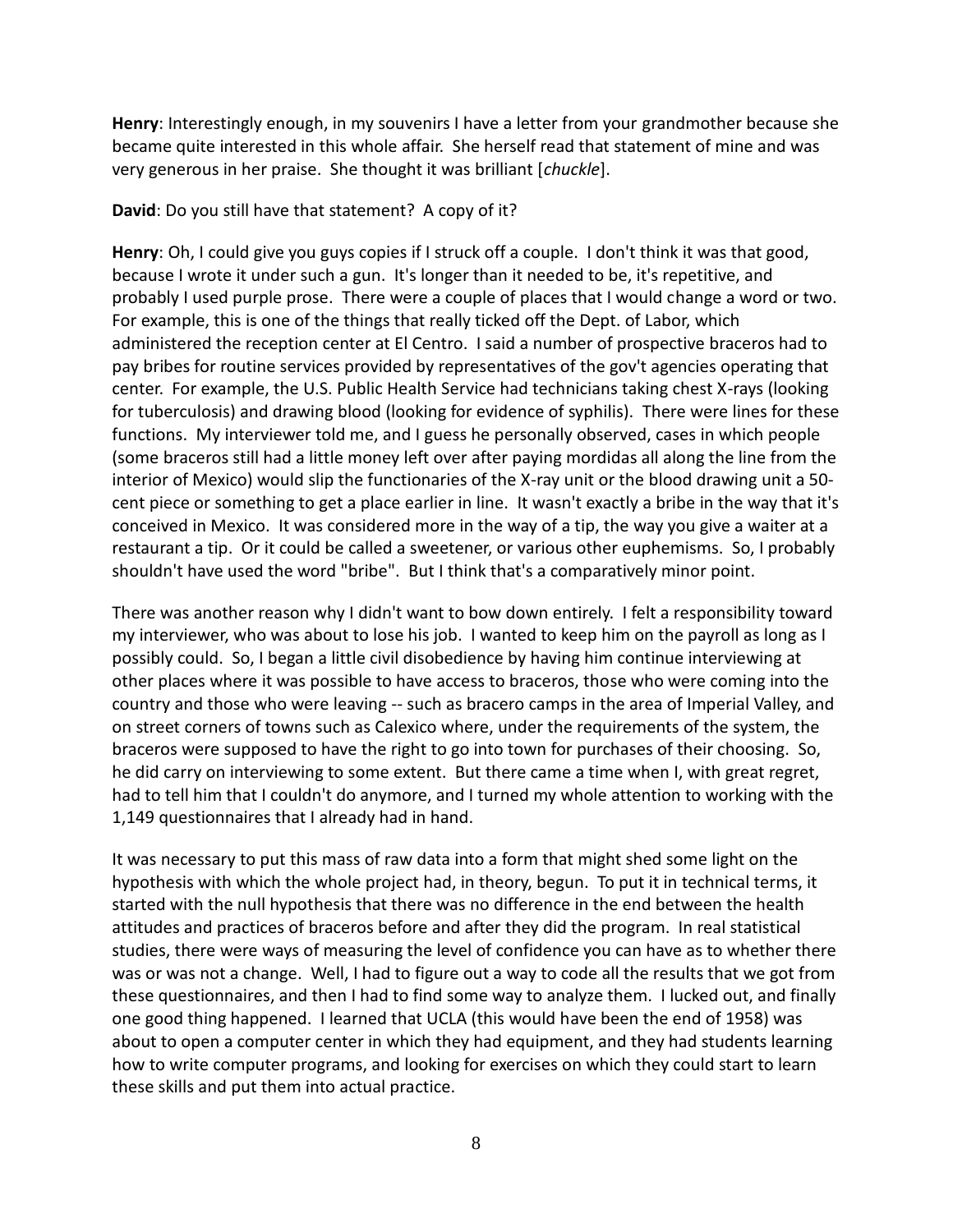**Henry**: Interestingly enough, in my souvenirs I have a letter from your grandmother because she became quite interested in this whole affair. She herself read that statement of mine and was very generous in her praise. She thought it was brilliant [*chuckle*].

**David**: Do you still have that statement? A copy of it?

**Henry**: Oh, I could give you guys copies if I struck off a couple. I don't think it was that good, because I wrote it under such a gun. It's longer than it needed to be, it's repetitive, and probably I used purple prose. There were a couple of places that I would change a word or two. For example, this is one of the things that really ticked off the Dept. of Labor, which administered the reception center at El Centro. I said a number of prospective braceros had to pay bribes for routine services provided by representatives of the gov't agencies operating that center. For example, the U.S. Public Health Service had technicians taking chest X-rays (looking for tuberculosis) and drawing blood (looking for evidence of syphilis). There were lines for these functions. My interviewer told me, and I guess he personally observed, cases in which people (some braceros still had a little money left over after paying mordidas all along the line from the interior of Mexico) would slip the functionaries of the X-ray unit or the blood drawing unit a 50-cent piece or something to get a place earlier in line. It wasn't exactly a bribe in the way that it's conceived in Mexico. It was considered more in the way of a tip, the way you give a waiter at a restaurant a tip. Or it could be called a sweetener, or various other euphemisms. So, I probably shouldn't have used the word "bribe". But I think that's a comparatively minor point.

There was another reason why I didn't want to bow down entirely. I felt a responsibility toward my interviewer, who was about to lose his job. I wanted to keep him on the payroll as long as I possibly could. So, I began a little civil disobedience by having him continue interviewing at other places where it was possible to have access to braceros, those who were coming into the country and those who were leaving -- such as bracero camps in the area of Imperial Valley, and on street corners of towns such as Calexico where, under the requirements of the system, the braceros were supposed to have the right to go into town for purchases of their choosing. So, he did carry on interviewing to some extent. But there came a time when I, with great regret, had to tell him that I couldn't do anymore, and I turned my whole attention to working with the 1,149 questionnaires that I already had in hand.

It was necessary to put this mass of raw data into a form that might shed some light on the hypothesis with which the whole project had, in theory, begun. To put it in technical terms, it started with the null hypothesis that there was no difference in the end between the health attitudes and practices of braceros before and after they did the program. In real statistical studies, there were ways of measuring the level of confidence you can have as to whether there was or was not a change. Well, I had to figure out a way to code all the results that we got from these questionnaires, and then I had to find some way to analyze them. I lucked out, and finally one good thing happened. I learned that UCLA (this would have been the end of 1958) was about to open a computer center in which they had equipment, and they had students learning how to write computer programs, and looking for exercises on which they could start to learn these skills and put them into actual practice.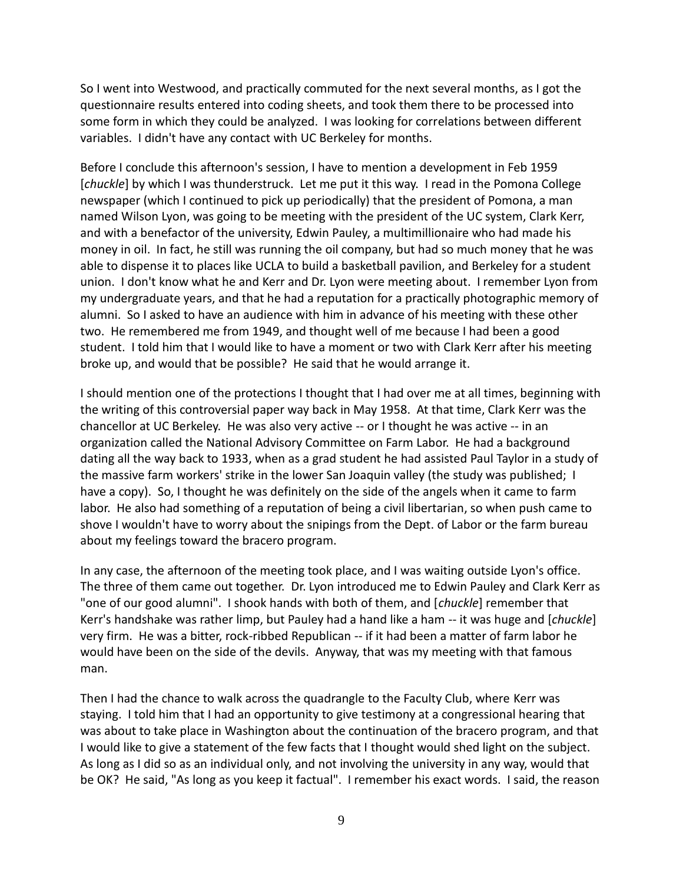So I went into Westwood, and practically commuted for the next several months, as I got the questionnaire results entered into coding sheets, and took them there to be processed into some form in which they could be analyzed. I was looking for correlations between different variables. I didn't have any contact with UC Berkeley for months.

Before I conclude this afternoon's session, I have to mention a development in Feb 1959 [*chuckle*] by which I was thunderstruck. Let me put it this way. I read in the Pomona College newspaper (which I continued to pick up periodically) that the president of Pomona, a man named Wilson Lyon, was going to be meeting with the president of the UC system, Clark Kerr, and with a benefactor of the university, Edwin Pauley, a multimillionaire who had made his money in oil. In fact, he still was running the oil company, but had so much money that he was able to dispense it to places like UCLA to build a basketball pavilion, and Berkeley for a student union. I don't know what he and Kerr and Dr. Lyon were meeting about. I remember Lyon from my undergraduate years, and that he had a reputation for a practically photographic memory of alumni. So I asked to have an audience with him in advance of his meeting with these other two. He remembered me from 1949, and thought well of me because I had been a good student. I told him that I would like to have a moment or two with Clark Kerr after his meeting broke up, and would that be possible? He said that he would arrange it.

I should mention one of the protections I thought that I had over me at all times, beginning with the writing of this controversial paper way back in May 1958. At that time, Clark Kerr was the chancellor at UC Berkeley. He was also very active -- or I thought he was active -- in an organization called the National Advisory Committee on Farm Labor. He had a background dating all the way back to 1933, when as a grad student he had assisted Paul Taylor in a study of the massive farm workers' strike in the lower San Joaquin valley (the study was published; I have a copy). So, I thought he was definitely on the side of the angels when it came to farm labor. He also had something of a reputation of being a civil libertarian, so when push came to shove I wouldn't have to worry about the snipings from the Dept. of Labor or the farm bureau about my feelings toward the bracero program.

In any case, the afternoon of the meeting took place, and I was waiting outside Lyon's office. The three of them came out together. Dr. Lyon introduced me to Edwin Pauley and Clark Kerr as "one of our good alumni". I shook hands with both of them, and [*chuckle*] remember that Kerr's handshake was rather limp, but Pauley had a hand like a ham -- it was huge and [*chuckle*] very firm. He was a bitter, rock-ribbed Republican -- if it had been a matter of farm labor he would have been on the side of the devils. Anyway, that was my meeting with that famous man.

Then I had the chance to walk across the quadrangle to the Faculty Club, where Kerr was staying. I told him that I had an opportunity to give testimony at a congressional hearing that was about to take place in Washington about the continuation of the bracero program, and that I would like to give a statement of the few facts that I thought would shed light on the subject. As long as I did so as an individual only, and not involving the university in any way, would that be OK? He said, "As long as you keep it factual". I remember his exact words. I said, the reason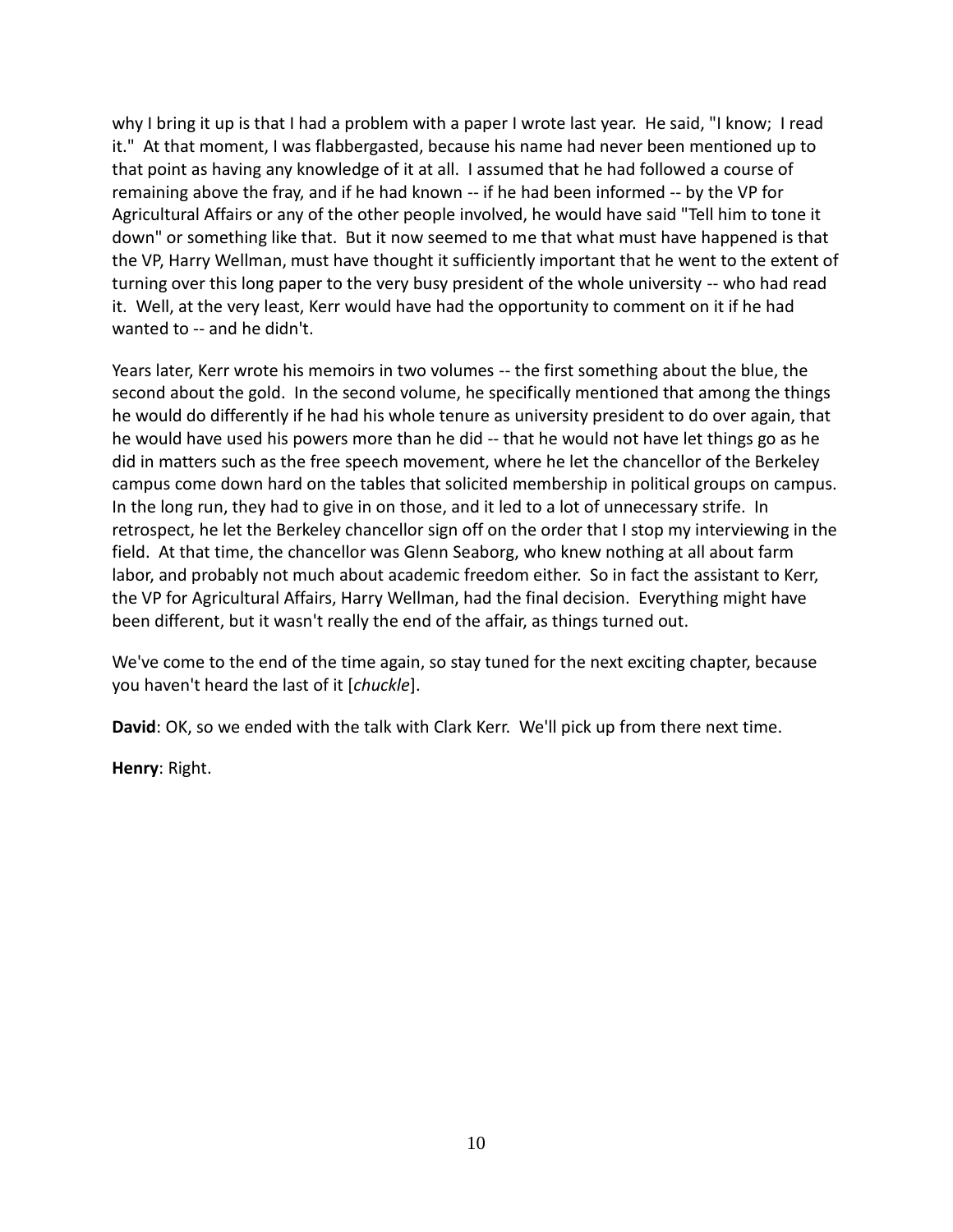why I bring it up is that I had a problem with a paper I wrote last year. He said, "I know; I read it." At that moment, I was flabbergasted, because his name had never been mentioned up to that point as having any knowledge of it at all. I assumed that he had followed a course of remaining above the fray, and if he had known -- if he had been informed -- by the VP for Agricultural Affairs or any of the other people involved, he would have said "Tell him to tone it down" or something like that. But it now seemed to me that what must have happened is that the VP, Harry Wellman, must have thought it sufficiently important that he went to the extent of turning over this long paper to the very busy president of the whole university -- who had read it. Well, at the very least, Kerr would have had the opportunity to comment on it if he had wanted to -- and he didn't.

Years later, Kerr wrote his memoirs in two volumes -- the first something about the blue, the second about the gold. In the second volume, he specifically mentioned that among the things he would do differently if he had his whole tenure as university president to do over again, that he would have used his powers more than he did -- that he would not have let things go as he did in matters such as the free speech movement, where he let the chancellor of the Berkeley campus come down hard on the tables that solicited membership in political groups on campus. In the long run, they had to give in on those, and it led to a lot of unnecessary strife. In retrospect, he let the Berkeley chancellor sign off on the order that I stop my interviewing in the field. At that time, the chancellor was Glenn Seaborg, who knew nothing at all about farm labor, and probably not much about academic freedom either. So in fact the assistant to Kerr, the VP for Agricultural Affairs, Harry Wellman, had the final decision. Everything might have been different, but it wasn't really the end of the affair, as things turned out.

We've come to the end of the time again, so stay tuned for the next exciting chapter, because you haven't heard the last of it [*chuckle*].

**David**: OK, so we ended with the talk with Clark Kerr. We'll pick up from there next time.

**Henry**: Right.